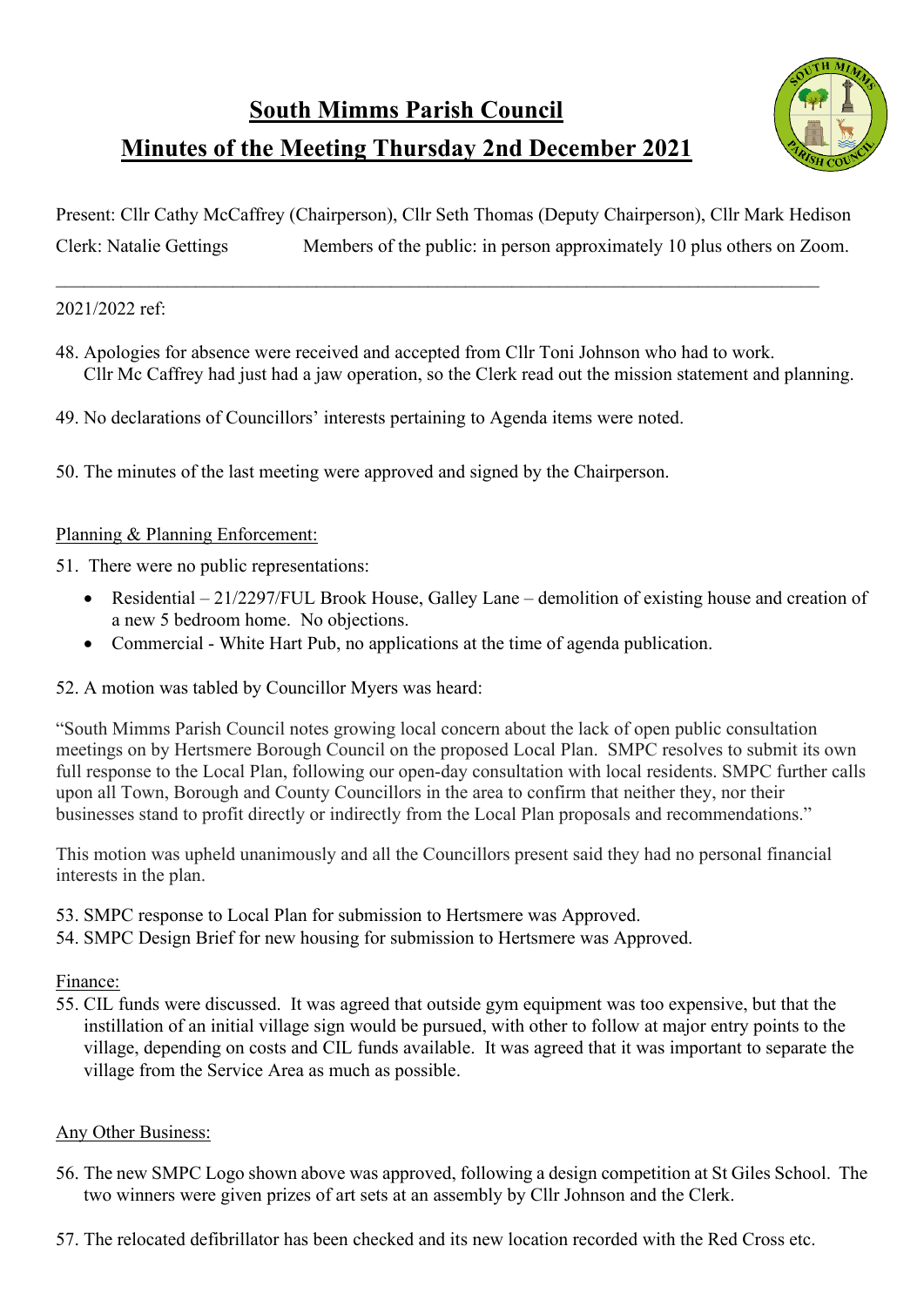# South Mimms Parish Council

## Minutes of the Meeting Thursday 2nd December 2021

Present: Cllr Cathy McCaffrey (Chairperson), Cllr Seth Thomas (Deputy Chairperson), Cllr Mark Hedison

Clerk: Natalie Gettings Members of the public: in person approximately 10 plus others on Zoom.

---

2021/2022 ref:

48. Apologies for absence were received and accepted from Cllr Toni Johnson who had to work. Cllr Mc Caffrey had just had a jaw operation, so the Clerk read out the mission statement and planning.

49. No declarations of Councillors' interests pertaining to Agenda items were noted.

50. The minutes of the last meeting were approved and signed by the Chairperson.

Planning & Planning Enforcement:

51. There were no public representations:
    - Residential – 21/2297/FUL Brook House, Galley Lane – demolition of existing house and creation of a new 5 bedroom home. No objections.
    - Commercial - White Hart Pub, no applications at the time of agenda publication.

52. A motion was tabled by Councillor Myers was heard:

"South Mimms Parish Council notes growing local concern about the lack of open public consultation meetings on by Hertsmere Borough Council on the proposed Local Plan. SMPC resolves to submit its own full response to the Local Plan, following our open-day consultation with local residents. SMPC further calls upon all Town, Borough and County Councillors in the area to confirm that neither they, nor their businesses stand to profit directly or indirectly from the Local Plan proposals and recommendations."

This motion was upheld unanimously and all the Councillors present said they had no personal financial interests in the plan.

53. SMPC response to Local Plan for submission to Hertsmere was Approved.
54. SMPC Design Brief for new housing for submission to Hertsmere was Approved.

Finance:

55. CIL funds were discussed. It was agreed that outside gym equipment was too expensive, but that the instillation of an initial village sign would be pursued, with other to follow at major entry points to the village, depending on costs and CIL funds available. It was agreed that it was important to separate the village from the Service Area as much as possible.

Any Other Business:

56. The new SMPC Logo shown above was approved, following a design competition at St Giles School. The two winners were given prizes of art sets at an assembly by Cllr Johnson and the Clerk.

57. The relocated defibrillator has been checked and its new location recorded with the Red Cross etc.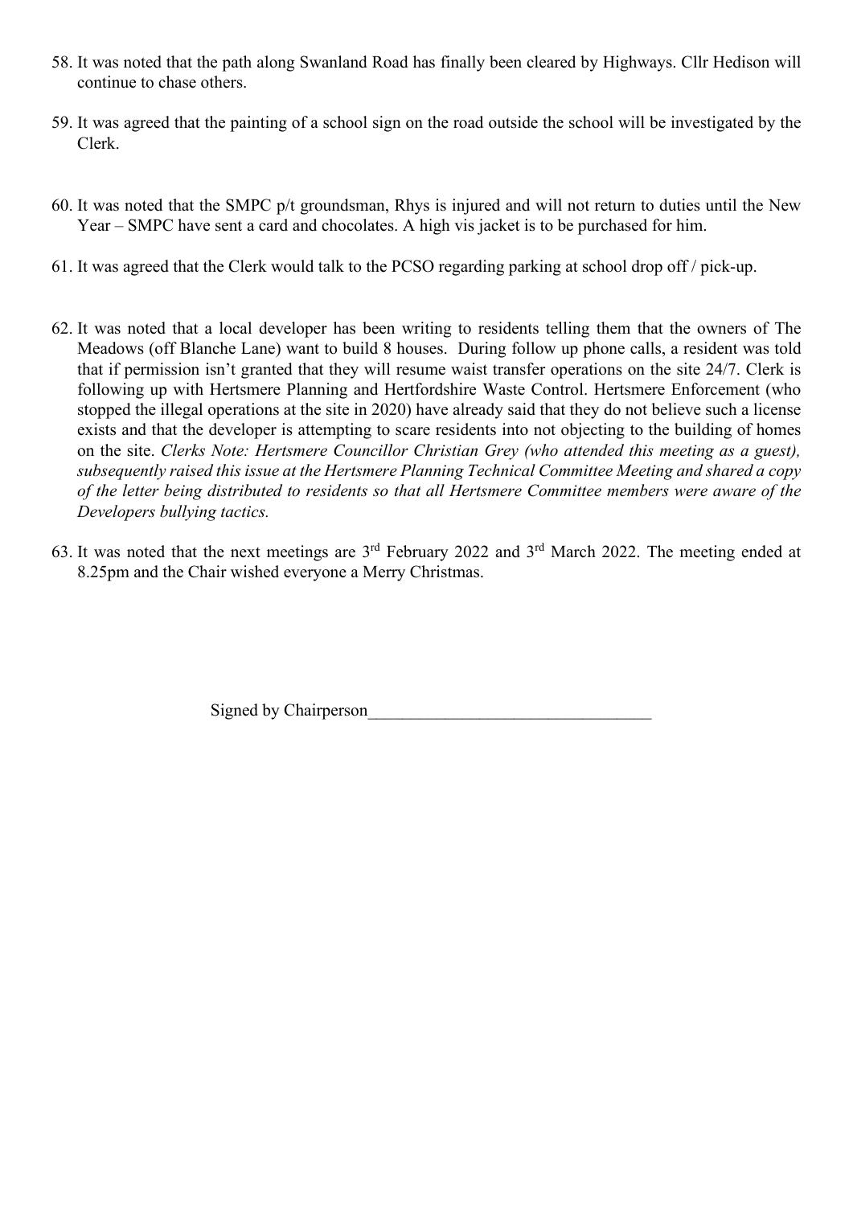58. It was noted that the path along Swanland Road has finally been cleared by Highways. Cllr Hedison will continue to chase others.

59. It was agreed that the painting of a school sign on the road outside the school will be investigated by the Clerk.

60. It was noted that the SMPC p/t groundsman, Rhys is injured and will not return to duties until the New Year – SMPC have sent a card and chocolates. A high vis jacket is to be purchased for him.

61. It was agreed that the Clerk would talk to the PCSO regarding parking at school drop off / pick-up.

62. It was noted that a local developer has been writing to residents telling them that the owners of The Meadows (off Blanche Lane) want to build 8 houses. During follow up phone calls, a resident was told that if permission isn't granted that they will resume waist transfer operations on the site 24/7. Clerk is following up with Hertsmere Planning and Hertfordshire Waste Control. Hertsmere Enforcement (who stopped the illegal operations at the site in 2020) have already said that they do not believe such a license exists and that the developer is attempting to scare residents into not objecting to the building of homes on the site. *Clerks Note: Hertsmere Councillor Christian Grey (who attended this meeting as a guest), subsequently raised this issue at the Hertsmere Planning Technical Committee Meeting and shared a copy of the letter being distributed to residents so that all Hertsmere Committee members were aware of the Developers bullying tactics.*

63. It was noted that the next meetings are 3rd February 2022 and 3rd March 2022. The meeting ended at 8.25pm and the Chair wished everyone a Merry Christmas.

Signed by Chairperson_________________________________